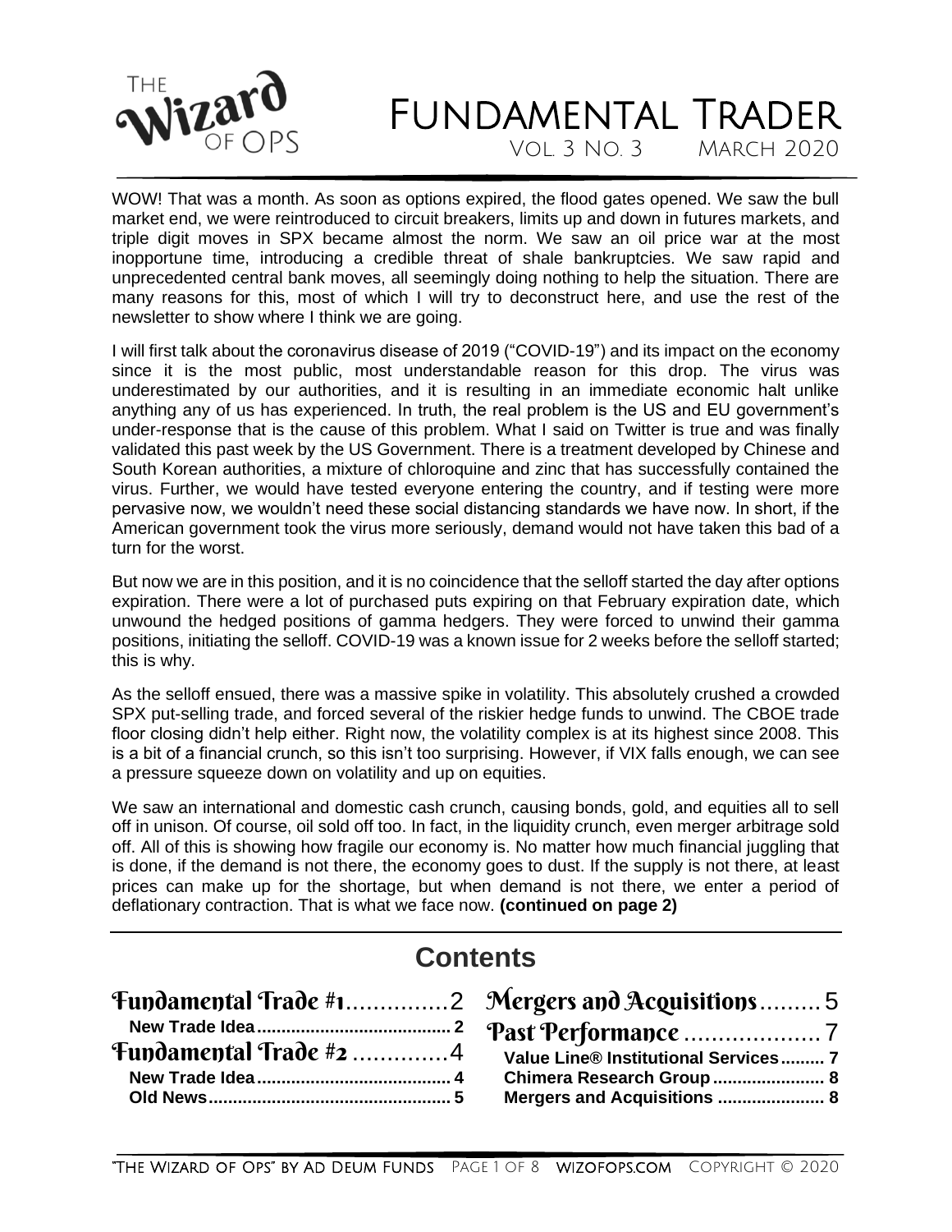# The Wizard of Ops

# Fundamental Trader

Vol. 3 No. 3 March 2020

WOW! That was a month. As soon as options expired, the flood gates opened. We saw the bull market end, we were reintroduced to circuit breakers, limits up and down in futures markets, and triple digit moves in SPX became almost the norm. We saw an oil price war at the most inopportune time, introducing a credible threat of shale bankruptcies. We saw rapid and unprecedented central bank moves, all seemingly doing nothing to help the situation. There are many reasons for this, most of which I will try to deconstruct here, and use the rest of the newsletter to show where I think we are going.

I will first talk about the coronavirus disease of 2019 ("COVID-19") and its impact on the economy since it is the most public, most understandable reason for this drop. The virus was underestimated by our authorities, and it is resulting in an immediate economic halt unlike anything any of us has experienced. In truth, the real problem is the US and EU government's under-response that is the cause of this problem. What I said on Twitter is true and was finally validated this past week by the US Government. There is a treatment developed by Chinese and South Korean authorities, a mixture of chloroquine and zinc that has successfully contained the virus. Further, we would have tested everyone entering the country, and if testing were more pervasive now, we wouldn't need these social distancing standards we have now. In short, if the American government took the virus more seriously, demand would not have taken this bad of a turn for the worst.

But now we are in this position, and it is no coincidence that the selloff started the day after options expiration. There were a lot of purchased puts expiring on that February expiration date, which unwound the hedged positions of gamma hedgers. They were forced to unwind their gamma positions, initiating the selloff. COVID-19 was a known issue for 2 weeks before the selloff started; this is why.

As the selloff ensued, there was a massive spike in volatility. This absolutely crushed a crowded SPX put-selling trade, and forced several of the riskier hedge funds to unwind. The CBOE trade floor closing didn't help either. Right now, the volatility complex is at its highest since 2008. This is a bit of a financial crunch, so this isn't too surprising. However, if VIX falls enough, we can see a pressure squeeze down on volatility and up on equities.

We saw an international and domestic cash crunch, causing bonds, gold, and equities all to sell off in unison. Of course, oil sold off too. In fact, in the liquidity crunch, even merger arbitrage sold off. All of this is showing how fragile our economy is. No matter how much financial juggling that is done, if the demand is not there, the economy goes to dust. If the supply is not there, at least prices can make up for the shortage, but when demand is not there, we enter a period of deflationary contraction. That is what we face now. **(continued on page 2)**

## Contents

- Fundamental Trade #1 .............. 2
  - New Trade Idea .............. 2
- Fundamental Trade #2 .............. 4
  - New Trade Idea .............. 4
  - Old News .............. 5
- Mergers and Acquisitions .............. 5
- Past Performance .............. 7
  - Value Line® Institutional Services .............. 7
  - Chimera Research Group .............. 8
  - Mergers and Acquisitions .............. 8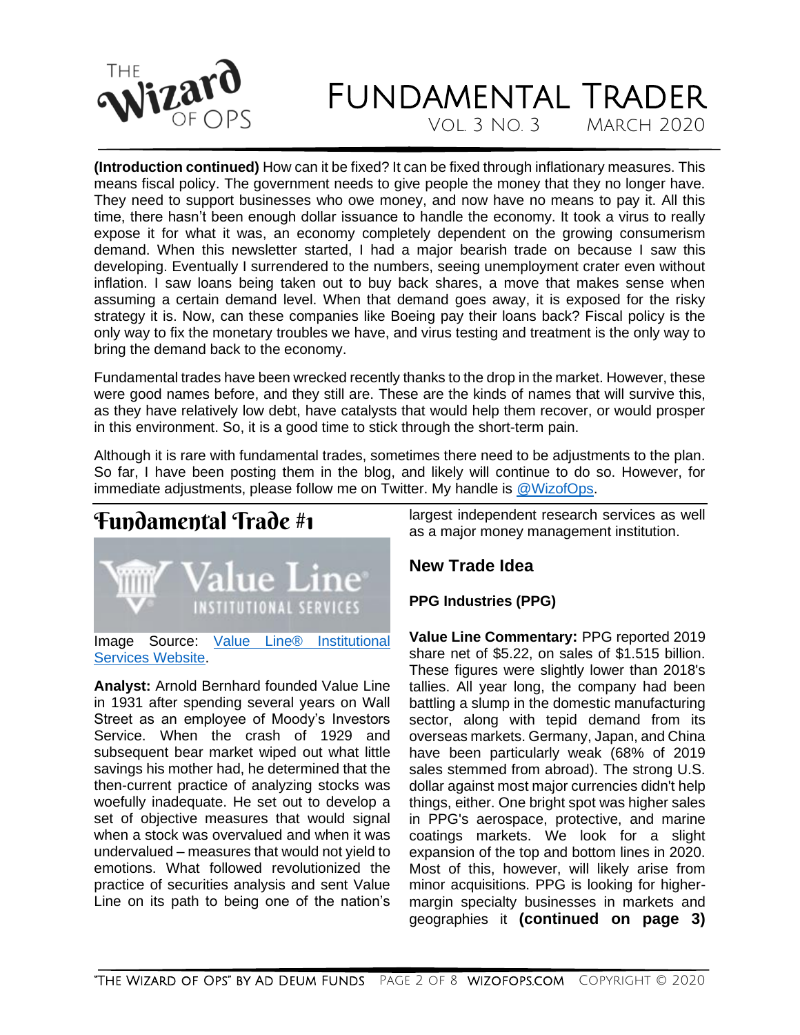**(Introduction continued)** How can it be fixed? It can be fixed through inflationary measures. This means fiscal policy. The government needs to give people the money that they no longer have. They need to support businesses who owe money, and now have no means to pay it. All this time, there hasn't been enough dollar issuance to handle the economy. It took a virus to really expose it for what it was, an economy completely dependent on the growing consumerism demand. When this newsletter started, I had a major bearish trade on because I saw this developing. Eventually I surrendered to the numbers, seeing unemployment crater even without inflation. I saw loans being taken out to buy back shares, a move that makes sense when assuming a certain demand level. When that demand goes away, it is exposed for the risky strategy it is. Now, can these companies like Boeing pay their loans back? Fiscal policy is the only way to fix the monetary troubles we have, and virus testing and treatment is the only way to bring the demand back to the economy.

Fundamental trades have been wrecked recently thanks to the drop in the market. However, these were good names before, and they still are. These are the kinds of names that will survive this, as they have relatively low debt, have catalysts that would help them recover, or would prosper in this environment. So, it is a good time to stick through the short-term pain.

Although it is rare with fundamental trades, sometimes there need to be adjustments to the plan. So far, I have been posting them in the blog, and likely will continue to do so. However, for immediate adjustments, please follow me on Twitter. My handle is [@WizofOps](@WizofOps).

## Fundamental Trade #1

Image Source: [Value Line® Institutional Services Website]().

**Analyst:** Arnold Bernhard founded Value Line in 1931 after spending several years on Wall Street as an employee of Moody's Investors Service. When the crash of 1929 and subsequent bear market wiped out what little savings his mother had, he determined that the then-current practice of analyzing stocks was woefully inadequate. He set out to develop a set of objective measures that would signal when a stock was overvalued and when it was undervalued – measures that would not yield to emotions. What followed revolutionized the practice of securities analysis and sent Value Line on its path to being one of the nation's largest independent research services as well as a major money management institution.

### New Trade Idea

**PPG Industries (PPG)**

**Value Line Commentary:** PPG reported 2019 share net of $5.22, on sales of $1.515 billion. These figures were slightly lower than 2018's tallies. All year long, the company had been battling a slump in the domestic manufacturing sector, along with tepid demand from its overseas markets. Germany, Japan, and China have been particularly weak (68% of 2019 sales stemmed from abroad). The strong U.S. dollar against most major currencies didn't help things, either. One bright spot was higher sales in PPG's aerospace, protective, and marine coatings markets. We look for a slight expansion of the top and bottom lines in 2020. Most of this, however, will likely arise from minor acquisitions. PPG is looking for higher-margin specialty businesses in markets and geographies it **(continued on page 3)**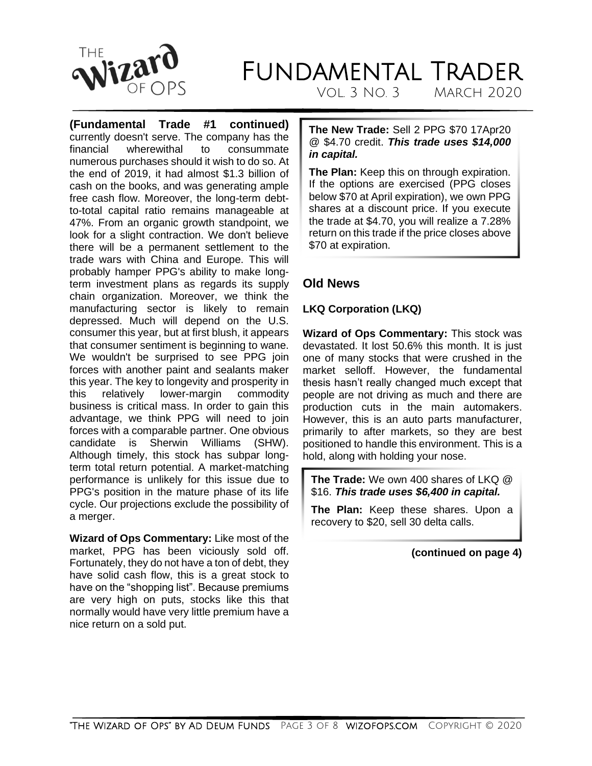**(Fundamental Trade #1 continued)** currently doesn't serve. The company has the financial wherewithal to consummate numerous purchases should it wish to do so. At the end of 2019, it had almost $1.3 billion of cash on the books, and was generating ample free cash flow. Moreover, the long-term debt-to-total capital ratio remains manageable at 47%. From an organic growth standpoint, we look for a slight contraction. We don't believe there will be a permanent settlement to the trade wars with China and Europe. This will probably hamper PPG's ability to make long-term investment plans as regards its supply chain organization. Moreover, we think the manufacturing sector is likely to remain depressed. Much will depend on the U.S. consumer this year, but at first blush, it appears that consumer sentiment is beginning to wane. We wouldn't be surprised to see PPG join forces with another paint and sealants maker this year. The key to longevity and prosperity in this relatively lower-margin commodity business is critical mass. In order to gain this advantage, we think PPG will need to join forces with a comparable partner. One obvious candidate is Sherwin Williams (SHW). Although timely, this stock has subpar long-term total return potential. A market-matching performance is unlikely for this issue due to PPG's position in the mature phase of its life cycle. Our projections exclude the possibility of a merger.

**Wizard of Ops Commentary:** Like most of the market, PPG has been viciously sold off. Fortunately, they do not have a ton of debt, they have solid cash flow, this is a great stock to have on the "shopping list". Because premiums are very high on puts, stocks like this that normally would have very little premium have a nice return on a sold put.

**The New Trade:** Sell 2 PPG $70 17Apr20 @ $4.70 credit. ***This trade uses $14,000 in capital.***

**The Plan:** Keep this on through expiration. If the options are exercised (PPG closes below $70 at April expiration), we own PPG shares at a discount price. If you execute the trade at $4.70, you will realize a 7.28% return on this trade if the price closes above $70 at expiration.

## Old News

### LKQ Corporation (LKQ)

**Wizard of Ops Commentary:** This stock was devastated. It lost 50.6% this month. It is just one of many stocks that were crushed in the market selloff. However, the fundamental thesis hasn't really changed much except that people are not driving as much and there are production cuts in the main automakers. However, this is an auto parts manufacturer, primarily to after markets, so they are best positioned to handle this environment. This is a hold, along with holding your nose.

**The Trade:** We own 400 shares of LKQ @ $16. ***This trade uses $6,400 in capital.***

**The Plan:** Keep these shares. Upon a recovery to $20, sell 30 delta calls.

**(continued on page 4)**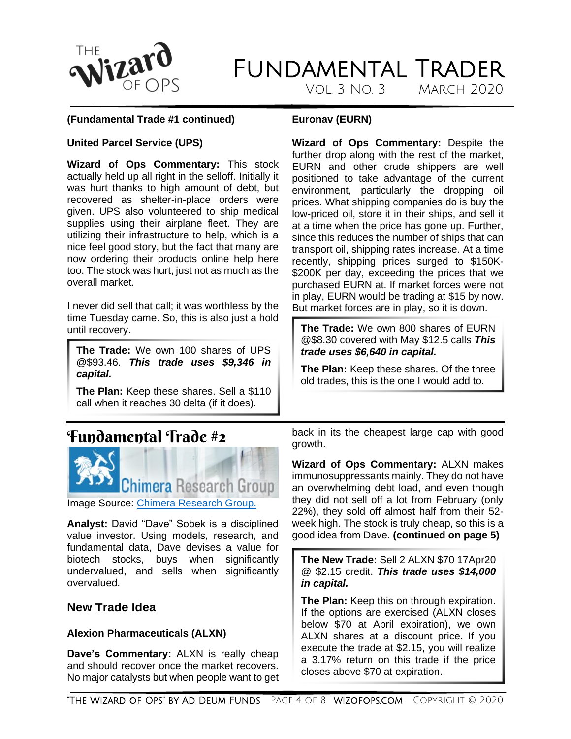**(Fundamental Trade #1 continued)**

**United Parcel Service (UPS)**

**Wizard of Ops Commentary:** This stock actually held up all right in the selloff. Initially it was hurt thanks to high amount of debt, but recovered as shelter-in-place orders were given. UPS also volunteered to ship medical supplies using their airplane fleet. They are utilizing their infrastructure to help, which is a nice feel good story, but the fact that many are now ordering their products online help here too. The stock was hurt, just not as much as the overall market.

I never did sell that call; it was worthless by the time Tuesday came. So, this is also just a hold until recovery.

> **The Trade:** We own 100 shares of UPS @$93.46. ***This trade uses $9,346 in capital.***
>
> **The Plan:** Keep these shares. Sell a $110 call when it reaches 30 delta (if it does).

**Euronav (EURN)**

**Wizard of Ops Commentary:** Despite the further drop along with the rest of the market, EURN and other crude shippers are well positioned to take advantage of the current environment, particularly the dropping oil prices. What shipping companies do is buy the low-priced oil, store it in their ships, and sell it at a time when the price has gone up. Further, since this reduces the number of ships that can transport oil, shipping rates increase. At a time recently, shipping prices surged to $150K-$200K per day, exceeding the prices that we purchased EURN at. If market forces were not in play, EURN would be trading at $15 by now. But market forces are in play, so it is down.

> **The Trade:** We own 800 shares of EURN @$8.30 covered with May $12.5 calls ***This trade uses $6,640 in capital.***
>
> **The Plan:** Keep these shares. Of the three old trades, this is the one I would add to.

# Fundamental Trade #2

Image Source: [Chimera Research Group.]()

**Analyst:** David "Dave" Sobek is a disciplined value investor. Using models, research, and fundamental data, Dave devises a value for biotech stocks, buys when significantly undervalued, and sells when significantly overvalued.

## New Trade Idea

**Alexion Pharmaceuticals (ALXN)**

**Dave's Commentary:** ALXN is really cheap and should recover once the market recovers. No major catalysts but when people want to get back in its the cheapest large cap with good growth.

**Wizard of Ops Commentary:** ALXN makes immunosuppressants mainly. They do not have an overwhelming debt load, and even though they did not sell off a lot from February (only 22%), they sold off almost half from their 52-week high. The stock is truly cheap, so this is a good idea from Dave. **(continued on page 5)**

> **The New Trade:** Sell 2 ALXN $70 17Apr20 @ $2.15 credit. ***This trade uses $14,000 in capital.***
>
> **The Plan:** Keep this on through expiration. If the options are exercised (ALXN closes below $70 at April expiration), we own ALXN shares at a discount price. If you execute the trade at $2.15, you will realize a 3.17% return on this trade if the price closes above $70 at expiration.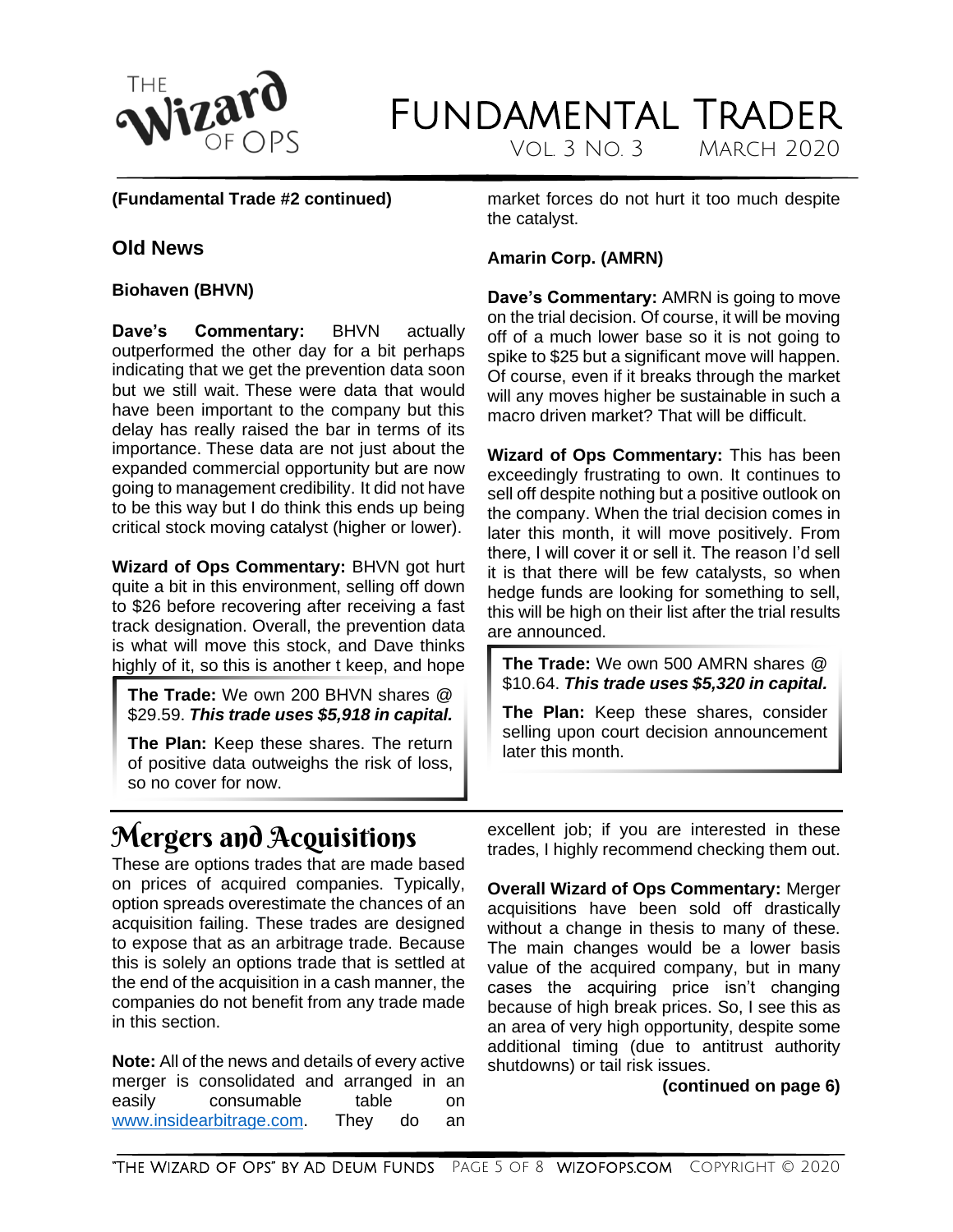**(Fundamental Trade #2 continued)**

### Old News

**Biohaven (BHVN)**

**Dave's Commentary:** BHVN actually outperformed the other day for a bit perhaps indicating that we get the prevention data soon but we still wait. These were data that would have been important to the company but this delay has really raised the bar in terms of its importance. These data are not just about the expanded commercial opportunity but are now going to management credibility. It did not have to be this way but I do think this ends up being critical stock moving catalyst (higher or lower).

**Wizard of Ops Commentary:** BHVN got hurt quite a bit in this environment, selling off down to $26 before recovering after receiving a fast track designation. Overall, the prevention data is what will move this stock, and Dave thinks highly of it, so this is another t keep, and hope market forces do not hurt it too much despite the catalyst.

> **The Trade:** We own 200 BHVN shares @ $29.59. ***This trade uses $5,918 in capital.***
>
> **The Plan:** Keep these shares. The return of positive data outweighs the risk of loss, so no cover for now.

**Amarin Corp. (AMRN)**

**Dave's Commentary:** AMRN is going to move on the trial decision. Of course, it will be moving off of a much lower base so it is not going to spike to $25 but a significant move will happen. Of course, even if it breaks through the market will any moves higher be sustainable in such a macro driven market? That will be difficult.

**Wizard of Ops Commentary:** This has been exceedingly frustrating to own. It continues to sell off despite nothing but a positive outlook on the company. When the trial decision comes in later this month, it will move positively. From there, I will cover it or sell it. The reason I'd sell it is that there will be few catalysts, so when hedge funds are looking for something to sell, this will be high on their list after the trial results are announced.

> **The Trade:** We own 500 AMRN shares @ $10.64. ***This trade uses $5,320 in capital.***
>
> **The Plan:** Keep these shares, consider selling upon court decision announcement later this month.

## Mergers and Acquisitions

These are options trades that are made based on prices of acquired companies. Typically, option spreads overestimate the chances of an acquisition failing. These trades are designed to expose that as an arbitrage trade. Because this is solely an options trade that is settled at the end of the acquisition in a cash manner, the companies do not benefit from any trade made in this section.

**Note:** All of the news and details of every active merger is consolidated and arranged in an easily consumable table on [www.insidearbitrage.com](http://www.insidearbitrage.com). They do an excellent job; if you are interested in these trades, I highly recommend checking them out.

**Overall Wizard of Ops Commentary:** Merger acquisitions have been sold off drastically without a change in thesis to many of these. The main changes would be a lower basis value of the acquired company, but in many cases the acquiring price isn't changing because of high break prices. So, I see this as an area of very high opportunity, despite some additional timing (due to antitrust authority shutdowns) or tail risk issues.

**(continued on page 6)**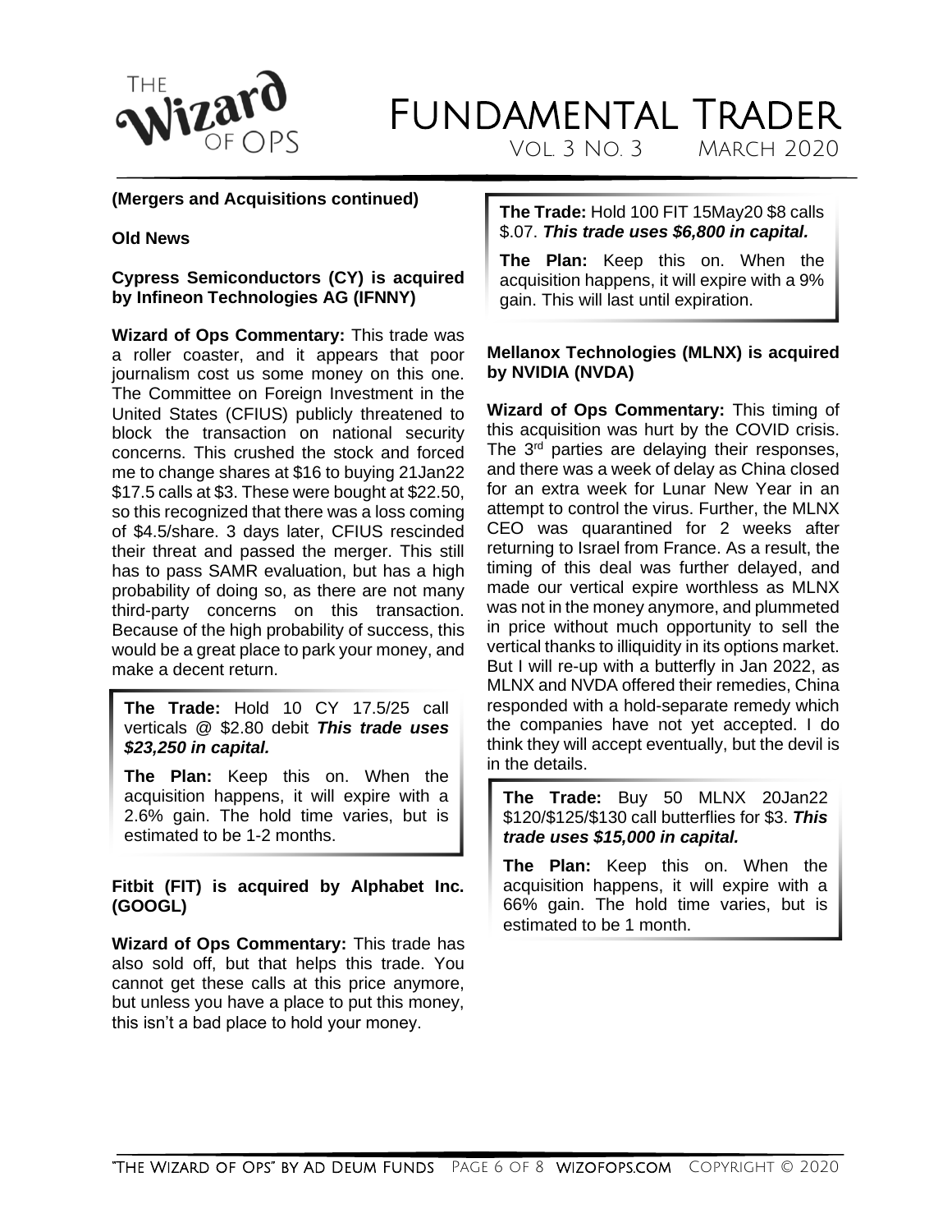**(Mergers and Acquisitions continued)**

**Old News**

**Cypress Semiconductors (CY) is acquired by Infineon Technologies AG (IFNNY)**

**Wizard of Ops Commentary:** This trade was a roller coaster, and it appears that poor journalism cost us some money on this one. The Committee on Foreign Investment in the United States (CFIUS) publicly threatened to block the transaction on national security concerns. This crushed the stock and forced me to change shares at $16 to buying 21Jan22 $17.5 calls at $3. These were bought at $22.50, so this recognized that there was a loss coming of $4.5/share. 3 days later, CFIUS rescinded their threat and passed the merger. This still has to pass SAMR evaluation, but has a high probability of doing so, as there are not many third-party concerns on this transaction. Because of the high probability of success, this would be a great place to park your money, and make a decent return.

> **The Trade:** Hold 10 CY 17.5/25 call verticals @ $2.80 debit ***This trade uses $23,250 in capital.***
>
> **The Plan:** Keep this on. When the acquisition happens, it will expire with a 2.6% gain. The hold time varies, but is estimated to be 1-2 months.

**Fitbit (FIT) is acquired by Alphabet Inc. (GOOGL)**

**Wizard of Ops Commentary:** This trade has also sold off, but that helps this trade. You cannot get these calls at this price anymore, but unless you have a place to put this money, this isn't a bad place to hold your money.

> **The Trade:** Hold 100 FIT 15May20 $8 calls $.07. ***This trade uses $6,800 in capital.***
>
> **The Plan:** Keep this on. When the acquisition happens, it will expire with a 9% gain. This will last until expiration.

**Mellanox Technologies (MLNX) is acquired by NVIDIA (NVDA)**

**Wizard of Ops Commentary:** This timing of this acquisition was hurt by the COVID crisis. The 3rd parties are delaying their responses, and there was a week of delay as China closed for an extra week for Lunar New Year in an attempt to control the virus. Further, the MLNX CEO was quarantined for 2 weeks after returning to Israel from France. As a result, the timing of this deal was further delayed, and made our vertical expire worthless as MLNX was not in the money anymore, and plummeted in price without much opportunity to sell the vertical thanks to illiquidity in its options market. But I will re-up with a butterfly in Jan 2022, as MLNX and NVDA offered their remedies, China responded with a hold-separate remedy which the companies have not yet accepted. I do think they will accept eventually, but the devil is in the details.

> **The Trade:** Buy 50 MLNX 20Jan22 $120/$125/$130 call butterflies for $3. ***This trade uses $15,000 in capital.***
>
> **The Plan:** Keep this on. When the acquisition happens, it will expire with a 66% gain. The hold time varies, but is estimated to be 1 month.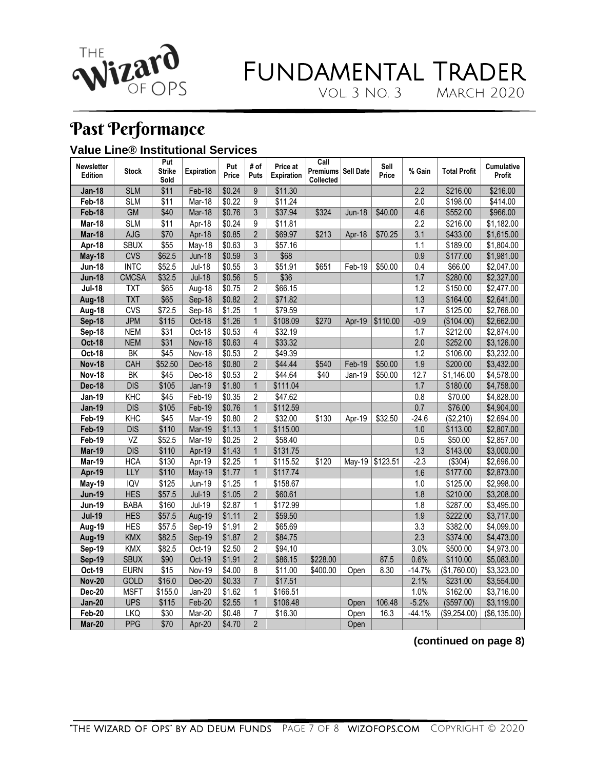# Past Performance

### Value Line® Institutional Services

| Newsletter Edition | Stock | Put Strike Sold | Expiration | Put Price | # of Puts | Price at Expiration | Call Premiums Collected | Sell Date | Sell Price | % Gain | Total Profit | Cumulative Profit |
|---|---|---|---|---|---|---|---|---|---|---|---|---|
| **Jan-18** | SLM | $11 | Feb-18 | $0.24 | 9 | $11.30 | | | | 2.2 | $216.00 | $216.00 |
| **Feb-18** | SLM | $11 | Mar-18 | $0.22 | 9 | $11.24 | | | | 2.0 | $198.00 | $414.00 |
| **Feb-18** | GM | $40 | Mar-18 | $0.76 | 3 | $37.94 | $324 | Jun-18 | $40.00 | 4.6 | $552.00 | $966.00 |
| **Mar-18** | SLM | $11 | Apr-18 | $0.24 | 9 | $11.81 | | | | 2.2 | $216.00 | $1,182.00 |
| **Mar-18** | AJG | $70 | Apr-18 | $0.85 | 2 | $69.97 | $213 | Apr-18 | $70.25 | 3.1 | $433.00 | $1,615.00 |
| **Apr-18** | SBUX | $55 | May-18 | $0.63 | 3 | $57.16 | | | | 1.1 | $189.00 | $1,804.00 |
| **May-18** | CVS | $62.5 | Jun-18 | $0.59 | 3 | $68 | | | | 0.9 | $177.00 | $1,981.00 |
| **Jun-18** | INTC | $52.5 | Jul-18 | $0.55 | 3 | $51.91 | $651 | Feb-19 | $50.00 | 0.4 | $66.00 | $2,047.00 |
| **Jun-18** | CMCSA | $32.5 | Jul-18 | $0.56 | 5 | $36 | | | | 1.7 | $280.00 | $2,327.00 |
| **Jul-18** | TXT | $65 | Aug-18 | $0.75 | 2 | $66.15 | | | | 1.2 | $150.00 | $2,477.00 |
| **Aug-18** | TXT | $65 | Sep-18 | $0.82 | 2 | $71.82 | | | | 1.3 | $164.00 | $2,641.00 |
| **Aug-18** | CVS | $72.5 | Sep-18 | $1.25 | 1 | $79.59 | | | | 1.7 | $125.00 | $2,766.00 |
| **Sep-18** | JPM | $115 | Oct-18 | $1.26 | 1 | $108.09 | $270 | Apr-19 | $110.00 | -0.9 | ($104.00) | $2,662.00 |
| **Sep-18** | NEM | $31 | Oct-18 | $0.53 | 4 | $32.19 | | | | 1.7 | $212.00 | $2,874.00 |
| **Oct-18** | NEM | $31 | Nov-18 | $0.63 | 4 | $33.32 | | | | 2.0 | $252.00 | $3,126.00 |
| **Oct-18** | BK | $45 | Nov-18 | $0.53 | 2 | $49.39 | | | | 1.2 | $106.00 | $3,232.00 |
| **Nov-18** | CAH | $52.50 | Dec-18 | $0.80 | 2 | $44.44 | $540 | Feb-19 | $50.00 | 1.9 | $200.00 | $3,432.00 |
| **Nov-18** | BK | $45 | Dec-18 | $0.53 | 2 | $44.64 | $40 | Jan-19 | $50.00 | 12.7 | $1,146.00 | $4,578.00 |
| **Dec-18** | DIS | $105 | Jan-19 | $1.80 | 1 | $111.04 | | | | 1.7 | $180.00 | $4,758.00 |
| **Jan-19** | KHC | $45 | Feb-19 | $0.35 | 2 | $47.62 | | | | 0.8 | $70.00 | $4,828.00 |
| **Jan-19** | DIS | $105 | Feb-19 | $0.76 | 1 | $112.59 | | | | 0.7 | $76.00 | $4,904.00 |
| **Feb-19** | KHC | $45 | Mar-19 | $0.80 | 2 | $32.00 | $130 | Apr-19 | $32.50 | -24.6 | ($2,210) | $2,694.00 |
| **Feb-19** | DIS | $110 | Mar-19 | $1.13 | 1 | $115.00 | | | | 1.0 | $113.00 | $2,807.00 |
| **Feb-19** | VZ | $52.5 | Mar-19 | $0.25 | 2 | $58.40 | | | | 0.5 | $50.00 | $2,857.00 |
| **Mar-19** | DIS | $110 | Apr-19 | $1.43 | 1 | $131.75 | | | | 1.3 | $143.00 | $3,000.00 |
| **Mar-19** | HCA | $130 | Apr-19 | $2.25 | 1 | $115.52 | $120 | May-19 | $123.51 | -2.3 | ($304) | $2,696.00 |
| **Apr-19** | LLY | $110 | May-19 | $1.77 | 1 | $117.74 | | | | 1.6 | $177.00 | $2,873.00 |
| **May-19** | IQV | $125 | Jun-19 | $1.25 | 1 | $158.67 | | | | 1.0 | $125.00 | $2,998.00 |
| **Jun-19** | HES | $57.5 | Jul-19 | $1.05 | 2 | $60.61 | | | | 1.8 | $210.00 | $3,208.00 |
| **Jun-19** | BABA | $160 | Jul-19 | $2.87 | 1 | $172.99 | | | | 1.8 | $287.00 | $3,495.00 |
| **Jul-19** | HES | $57.5 | Aug-19 | $1.11 | 2 | $59.50 | | | | 1.9 | $222.00 | $3,717.00 |
| **Aug-19** | HES | $57.5 | Sep-19 | $1.91 | 2 | $65.69 | | | | 3.3 | $382.00 | $4,099.00 |
| **Aug-19** | KMX | $82.5 | Sep-19 | $1.87 | 2 | $84.75 | | | | 2.3 | $374.00 | $4,473.00 |
| **Sep-19** | KMX | $82.5 | Oct-19 | $2.50 | 2 | $94.10 | | | | 3.0% | $500.00 | $4,973.00 |
| **Sep-19** | SBUX | $90 | Oct-19 | $1.91 | 2 | $86.15 | $228.00 | | 87.5 | 0.6% | $110.00 | $5,083.00 |
| **Oct-19** | EURN | $15 | Nov-19 | $4.00 | 8 | $11.00 | $400.00 | Open | 8.30 | -14.7% | ($1,760.00) | $3,323.00 |
| **Nov-20** | GOLD | $16.0 | Dec-20 | $0.33 | 7 | $17.51 | | | | 2.1% | $231.00 | $3,554.00 |
| **Dec-20** | MSFT | $155.0 | Jan-20 | $1.62 | 1 | $166.51 | | | | 1.0% | $162.00 | $3,716.00 |
| **Jan-20** | UPS | $115 | Feb-20 | $2.55 | 1 | $106.48 | | Open | 106.48 | -5.2% | ($597.00) | $3,119.00 |
| **Feb-20** | LKQ | $30 | Mar-20 | $0.48 | 7 | $16.30 | | Open | 16.3 | -44.1% | ($9,254.00) | ($6,135.00) |
| **Mar-20** | PPG | $70 | Apr-20 | $4.70 | 2 | | | Open | | | | |

**(continued on page 8)**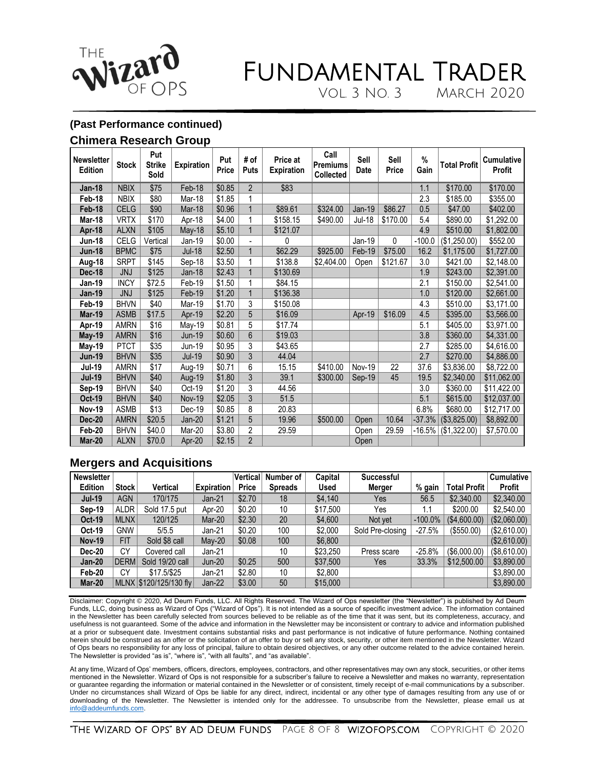**(Past Performance continued)**

## Chimera Research Group

| Newsletter Edition | Stock | Put Strike Sold | Expiration | Put Price | # of Puts | Price at Expiration | Call Premiums Collected | Sell Date | Sell Price | % Gain | Total Profit | Cumulative Profit |
|---|---|---|---|---|---|---|---|---|---|---|---|---|
| Jan-18 | NBIX | $75 | Feb-18 | $0.85 | 2 | $83 | | | | 1.1 | $170.00 | $170.00 |
| Feb-18 | NBIX | $80 | Mar-18 | $1.85 | 1 | | | | | 2.3 | $185.00 | $355.00 |
| Feb-18 | CELG | $90 | Mar-18 | $0.96 | 1 | $89.61 | $324.00 | Jan-19 | $86.27 | 0.5 | $47.00 | $402.00 |
| Mar-18 | VRTX | $170 | Apr-18 | $4.00 | 1 | $158.15 | $490.00 | Jul-18 | $170.00 | 5.4 | $890.00 | $1,292.00 |
| Apr-18 | ALXN | $105 | May-18 | $5.10 | 1 | $121.07 | | | | 4.9 | $510.00 | $1,802.00 |
| Jun-18 | CELG | Vertical | Jan-19 | $0.00 | - | 0 | | Jan-19 | 0 | -100.0 | ($1,250.00) | $552.00 |
| Jun-18 | BPMC | $75 | Jul-18 | $2.50 | 1 | $62.29 | $925.00 | Feb-19 | $75.00 | 16.2 | $1,175.00 | $1,727.00 |
| Aug-18 | SRPT | $145 | Sep-18 | $3.50 | 1 | $138.8 | $2,404.00 | Open | $121.67 | 3.0 | $421.00 | $2,148.00 |
| Dec-18 | JNJ | $125 | Jan-18 | $2.43 | 1 | $130.69 | | | | 1.9 | $243.00 | $2,391.00 |
| Jan-19 | INCY | $72.5 | Feb-19 | $1.50 | 1 | $84.15 | | | | 2.1 | $150.00 | $2,541.00 |
| Jan-19 | JNJ | $125 | Feb-19 | $1.20 | 1 | $136.38 | | | | 1.0 | $120.00 | $2,661.00 |
| Feb-19 | BHVN | $40 | Mar-19 | $1.70 | 3 | $150.08 | | | | 4.3 | $510.00 | $3,171.00 |
| Mar-19 | ASMB | $17.5 | Apr-19 | $2.20 | 5 | $16.09 | | Apr-19 | $16.09 | 4.5 | $395.00 | $3,566.00 |
| Apr-19 | AMRN | $16 | May-19 | $0.81 | 5 | $17.74 | | | | 5.1 | $405.00 | $3,971.00 |
| May-19 | AMRN | $16 | Jun-19 | $0.60 | 6 | $19.03 | | | | 3.8 | $360.00 | $4,331.00 |
| May-19 | PTCT | $35 | Jun-19 | $0.95 | 3 | $43.65 | | | | 2.7 | $285.00 | $4,616.00 |
| Jun-19 | BHVN | $35 | Jul-19 | $0.90 | 3 | 44.04 | | | | 2.7 | $270.00 | $4,886.00 |
| Jul-19 | AMRN | $17 | Aug-19 | $0.71 | 6 | 15.15 | $410.00 | Nov-19 | 22 | 37.6 | $3,836.00 | $8,722.00 |
| Jul-19 | BHVN | $40 | Aug-19 | $1.80 | 3 | 39.1 | $300.00 | Sep-19 | 45 | 19.5 | $2,340.00 | $11,062.00 |
| Sep-19 | BHVN | $40 | Oct-19 | $1.20 | 3 | 44.56 | | | | 3.0 | $360.00 | $11,422.00 |
| Oct-19 | BHVN | $40 | Nov-19 | $2.05 | 3 | 51.5 | | | | 5.1 | $615.00 | $12,037.00 |
| Nov-19 | ASMB | $13 | Dec-19 | $0.85 | 8 | 20.83 | | | | 6.8% | $680.00 | $12,717.00 |
| Dec-20 | AMRN | $20.5 | Jan-20 | $1.21 | 5 | 19.96 | $500.00 | Open | 10.64 | -37.3% | ($3,825.00) | $8,892.00 |
| Feb-20 | BHVN | $40.0 | Mar-20 | $3.80 | 2 | 29.59 | | Open | 29.59 | -16.5% | ($1,322.00) | $7,570.00 |
| Mar-20 | ALXN | $70.0 | Apr-20 | $2.15 | 2 | | | Open | | | | |

## Mergers and Acquisitions

| Newsletter Edition | Stock | Vertical | Expiration | Vertical Price | Number of Spreads | Capital Used | Successful Merger | % gain | Total Profit | Cumulative Profit |
|---|---|---|---|---|---|---|---|---|---|---|
| Jul-19 | AGN | 170/175 | Jan-21 | $2.70 | 18 | $4,140 | Yes | 56.5 | $2,340.00 | $2,340.00 |
| Sep-19 | ALDR | Sold 17.5 put | Apr-20 | $0.20 | 10 | $17,500 | Yes | 1.1 | $200.00 | $2,540.00 |
| Oct-19 | MLNX | 120/125 | Mar-20 | $2.30 | 20 | $4,600 | Not yet | -100.0% | ($4,600.00) | ($2,060.00) |
| Oct-19 | GNW | 5/5.5 | Jan-21 | $0.20 | 100 | $2,000 | Sold Pre-closing | -27.5% | ($550.00) | ($2,610.00) |
| Nov-19 | FIT | Sold $8 call | May-20 | $0.08 | 100 | $6,800 | | | | ($2,610.00) |
| Dec-20 | CY | Covered call | Jan-21 | | 10 | $23,250 | Press scare | -25.8% | ($6,000.00) | ($8,610.00) |
| Jan-20 | DERM | Sold 19/20 call | Jun-20 | $0.25 | 500 | $37,500 | Yes | 33.3% | $12,500.00 | $3,890.00 |
| Feb-20 | CY | $17.5/$25 | Jan-21 | $2.80 | 10 | $2,800 | | | | $3,890.00 |
| Mar-20 | MLNX | $120/125/130 fly | Jan-22 | $3.00 | 50 | $15,000 | | | | $3,890.00 |

Disclaimer: Copyright © 2020, Ad Deum Funds, LLC. All Rights Reserved. The Wizard of Ops newsletter (the "Newsletter") is published by Ad Deum Funds, LLC, doing business as Wizard of Ops ("Wizard of Ops"). It is not intended as a source of specific investment advice. The information contained in the Newsletter has been carefully selected from sources believed to be reliable as of the time that it was sent, but its completeness, accuracy, and usefulness is not guaranteed. Some of the advice and information in the Newsletter may be inconsistent or contrary to advice and information published at a prior or subsequent date. Investment contains substantial risks and past performance is not indicative of future performance. Nothing contained herein should be construed as an offer or the solicitation of an offer to buy or sell any stock, security, or other item mentioned in the Newsletter. Wizard of Ops bears no responsibility for any loss of principal, failure to obtain desired objectives, or any other outcome related to the advice contained herein. The Newsletter is provided "as is", "where is", "with all faults", and "as available".

At any time, Wizard of Ops' members, officers, directors, employees, contractors, and other representatives may own any stock, securities, or other items mentioned in the Newsletter. Wizard of Ops is not responsible for a subscriber's failure to receive a Newsletter and makes no warranty, representation or guarantee regarding the information or material contained in the Newsletter or of consistent, timely receipt of e-mail communications by a subscriber. Under no circumstances shall Wizard of Ops be liable for any direct, indirect, incidental or any other type of damages resulting from any use of or downloading of the Newsletter. The Newsletter is intended only for the addressee. To unsubscribe from the Newsletter, please email us at info@addeumfunds.com.